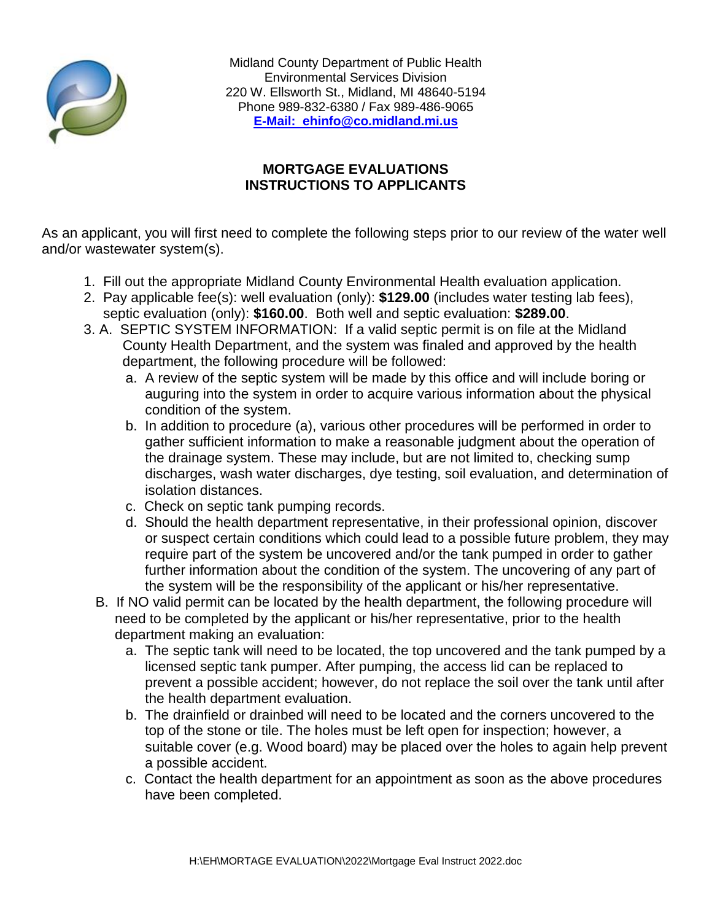Midland County Department of Public Health
Environmental Services Division
220 W. Ellsworth St., Midland, MI 48640-5194
Phone 989-832-6380 / Fax 989-486-9065
**E-Mail: ehinfo@co.midland.mi.us**

## MORTGAGE EVALUATIONS
## INSTRUCTIONS TO APPLICANTS

As an applicant, you will first need to complete the following steps prior to our review of the water well and/or wastewater system(s).

1. Fill out the appropriate Midland County Environmental Health evaluation application.
2. Pay applicable fee(s): well evaluation (only): **$129.00** (includes water testing lab fees), septic evaluation (only): **$160.00**. Both well and septic evaluation: **$289.00**.
3. A. SEPTIC SYSTEM INFORMATION: If a valid septic permit is on file at the Midland County Health Department, and the system was finaled and approved by the health department, the following procedure will be followed:
   a. A review of the septic system will be made by this office and will include boring or auguring into the system in order to acquire various information about the physical condition of the system.
   b. In addition to procedure (a), various other procedures will be performed in order to gather sufficient information to make a reasonable judgment about the operation of the drainage system. These may include, but are not limited to, checking sump discharges, wash water discharges, dye testing, soil evaluation, and determination of isolation distances.
   c. Check on septic tank pumping records.
   d. Should the health department representative, in their professional opinion, discover or suspect certain conditions which could lead to a possible future problem, they may require part of the system be uncovered and/or the tank pumped in order to gather further information about the condition of the system. The uncovering of any part of the system will be the responsibility of the applicant or his/her representative.

   B. If NO valid permit can be located by the health department, the following procedure will need to be completed by the applicant or his/her representative, prior to the health department making an evaluation:
   a. The septic tank will need to be located, the top uncovered and the tank pumped by a licensed septic tank pumper. After pumping, the access lid can be replaced to prevent a possible accident; however, do not replace the soil over the tank until after the health department evaluation.
   b. The drainfield or drainbed will need to be located and the corners uncovered to the top of the stone or tile. The holes must be left open for inspection; however, a suitable cover (e.g. Wood board) may be placed over the holes to again help prevent a possible accident.
   c. Contact the health department for an appointment as soon as the above procedures have been completed.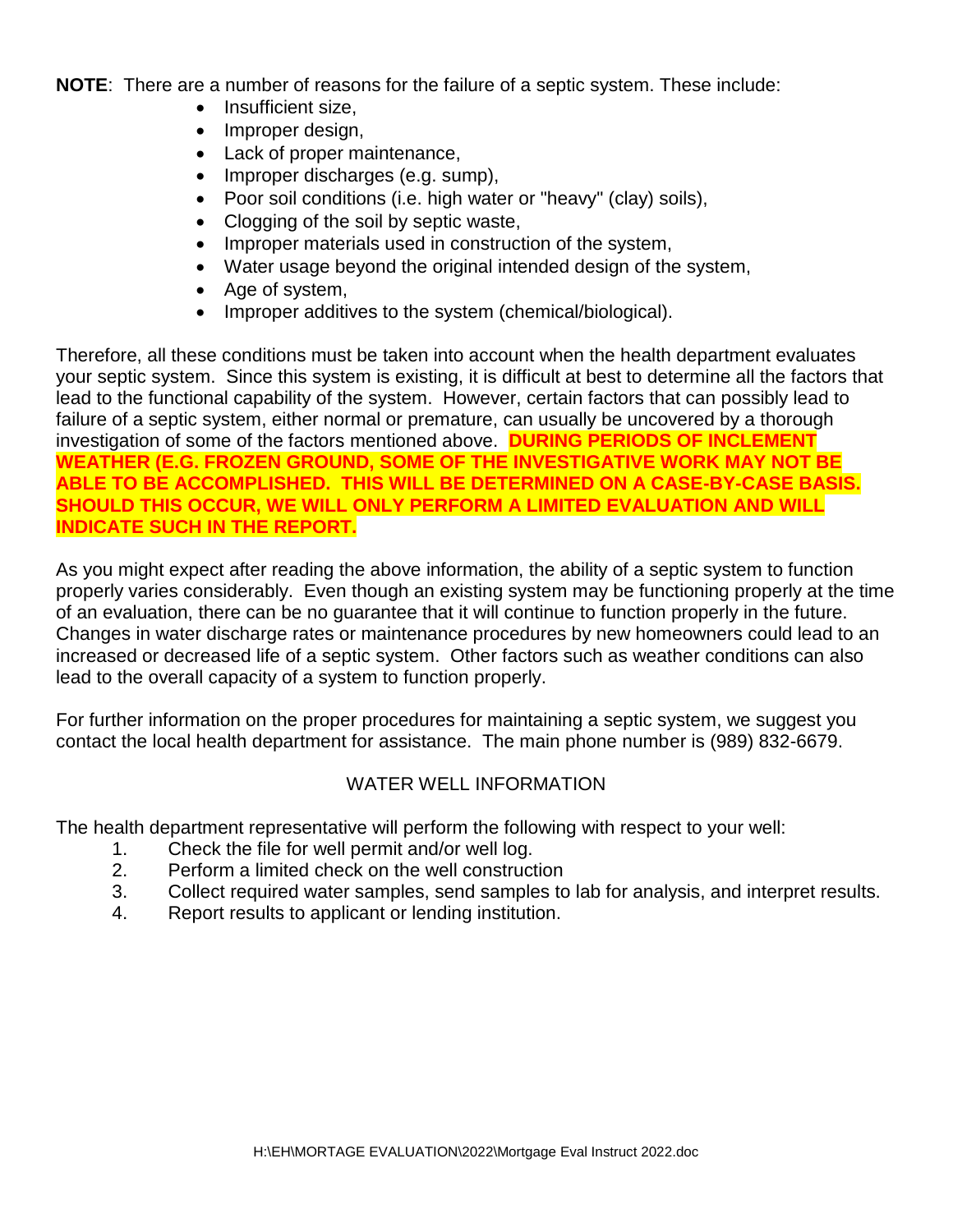**NOTE**: There are a number of reasons for the failure of a septic system. These include:

- Insufficient size,
- Improper design,
- Lack of proper maintenance,
- Improper discharges (e.g. sump),
- Poor soil conditions (i.e. high water or "heavy" (clay) soils),
- Clogging of the soil by septic waste,
- Improper materials used in construction of the system,
- Water usage beyond the original intended design of the system,
- Age of system,
- Improper additives to the system (chemical/biological).

Therefore, all these conditions must be taken into account when the health department evaluates your septic system. Since this system is existing, it is difficult at best to determine all the factors that lead to the functional capability of the system. However, certain factors that can possibly lead to failure of a septic system, either normal or premature, can usually be uncovered by a thorough investigation of some of the factors mentioned above. **DURING PERIODS OF INCLEMENT WEATHER (E.G. FROZEN GROUND, SOME OF THE INVESTIGATIVE WORK MAY NOT BE ABLE TO BE ACCOMPLISHED. THIS WILL BE DETERMINED ON A CASE-BY-CASE BASIS. SHOULD THIS OCCUR, WE WILL ONLY PERFORM A LIMITED EVALUATION AND WILL INDICATE SUCH IN THE REPORT.**

As you might expect after reading the above information, the ability of a septic system to function properly varies considerably. Even though an existing system may be functioning properly at the time of an evaluation, there can be no guarantee that it will continue to function properly in the future. Changes in water discharge rates or maintenance procedures by new homeowners could lead to an increased or decreased life of a septic system. Other factors such as weather conditions can also lead to the overall capacity of a system to function properly.

For further information on the proper procedures for maintaining a septic system, we suggest you contact the local health department for assistance. The main phone number is (989) 832-6679.

## WATER WELL INFORMATION

The health department representative will perform the following with respect to your well:

1. Check the file for well permit and/or well log.
2. Perform a limited check on the well construction
3. Collect required water samples, send samples to lab for analysis, and interpret results.
4. Report results to applicant or lending institution.

H:\EH\MORTAGE EVALUATION\2022\Mortgage Eval Instruct 2022.doc